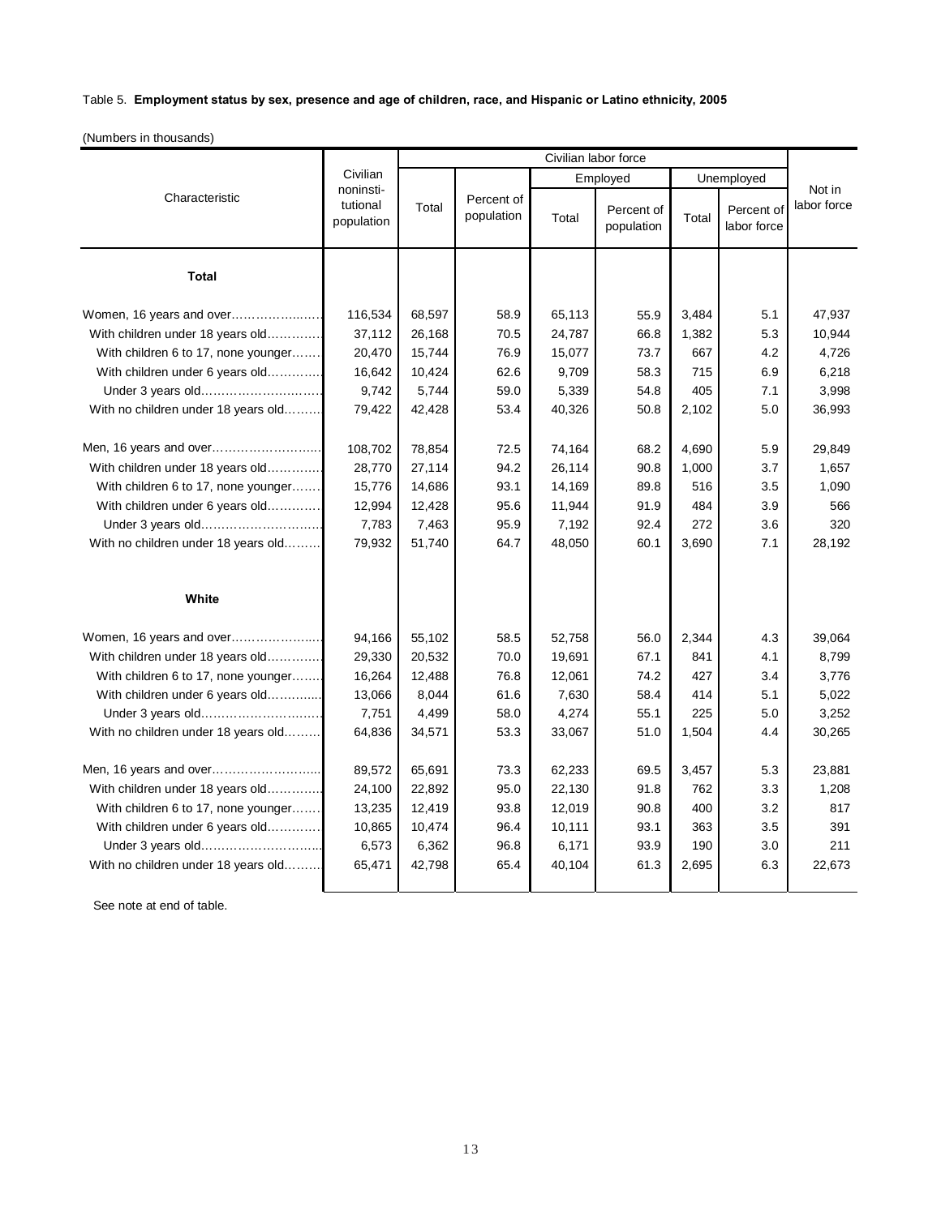Table 5. **Employment status by sex, presence and age of children, race, and Hispanic or Latino ethnicity, 2005**

(Numbers in thousands)

| Characteristic | Civilian noninsti-tutional population | Civilian labor force | | | | | | Not in labor force |
|---|---|---|---|---|---|---|---|---|
| | | Total | Percent of population | Employed | | Unemployed | | |
| | | | | Total | Percent of population | Total | Percent of labor force | |
| **Total** | | | | | | | | |
| Women, 16 years and over | 116,534 | 68,597 | 58.9 | 65,113 | 55.9 | 3,484 | 5.1 | 47,937 |
| With children under 18 years old | 37,112 | 26,168 | 70.5 | 24,787 | 66.8 | 1,382 | 5.3 | 10,944 |
| With children 6 to 17, none younger | 20,470 | 15,744 | 76.9 | 15,077 | 73.7 | 667 | 4.2 | 4,726 |
| With children under 6 years old | 16,642 | 10,424 | 62.6 | 9,709 | 58.3 | 715 | 6.9 | 6,218 |
| Under 3 years old | 9,742 | 5,744 | 59.0 | 5,339 | 54.8 | 405 | 7.1 | 3,998 |
| With no children under 18 years old | 79,422 | 42,428 | 53.4 | 40,326 | 50.8 | 2,102 | 5.0 | 36,993 |
| Men, 16 years and over | 108,702 | 78,854 | 72.5 | 74,164 | 68.2 | 4,690 | 5.9 | 29,849 |
| With children under 18 years old | 28,770 | 27,114 | 94.2 | 26,114 | 90.8 | 1,000 | 3.7 | 1,657 |
| With children 6 to 17, none younger | 15,776 | 14,686 | 93.1 | 14,169 | 89.8 | 516 | 3.5 | 1,090 |
| With children under 6 years old | 12,994 | 12,428 | 95.6 | 11,944 | 91.9 | 484 | 3.9 | 566 |
| Under 3 years old | 7,783 | 7,463 | 95.9 | 7,192 | 92.4 | 272 | 3.6 | 320 |
| With no children under 18 years old | 79,932 | 51,740 | 64.7 | 48,050 | 60.1 | 3,690 | 7.1 | 28,192 |
| **White** | | | | | | | | |
| Women, 16 years and over | 94,166 | 55,102 | 58.5 | 52,758 | 56.0 | 2,344 | 4.3 | 39,064 |
| With children under 18 years old | 29,330 | 20,532 | 70.0 | 19,691 | 67.1 | 841 | 4.1 | 8,799 |
| With children 6 to 17, none younger | 16,264 | 12,488 | 76.8 | 12,061 | 74.2 | 427 | 3.4 | 3,776 |
| With children under 6 years old | 13,066 | 8,044 | 61.6 | 7,630 | 58.4 | 414 | 5.1 | 5,022 |
| Under 3 years old | 7,751 | 4,499 | 58.0 | 4,274 | 55.1 | 225 | 5.0 | 3,252 |
| With no children under 18 years old | 64,836 | 34,571 | 53.3 | 33,067 | 51.0 | 1,504 | 4.4 | 30,265 |
| Men, 16 years and over | 89,572 | 65,691 | 73.3 | 62,233 | 69.5 | 3,457 | 5.3 | 23,881 |
| With children under 18 years old | 24,100 | 22,892 | 95.0 | 22,130 | 91.8 | 762 | 3.3 | 1,208 |
| With children 6 to 17, none younger | 13,235 | 12,419 | 93.8 | 12,019 | 90.8 | 400 | 3.2 | 817 |
| With children under 6 years old | 10,865 | 10,474 | 96.4 | 10,111 | 93.1 | 363 | 3.5 | 391 |
| Under 3 years old | 6,573 | 6,362 | 96.8 | 6,171 | 93.9 | 190 | 3.0 | 211 |
| With no children under 18 years old | 65,471 | 42,798 | 65.4 | 40,104 | 61.3 | 2,695 | 6.3 | 22,673 |

See note at end of table.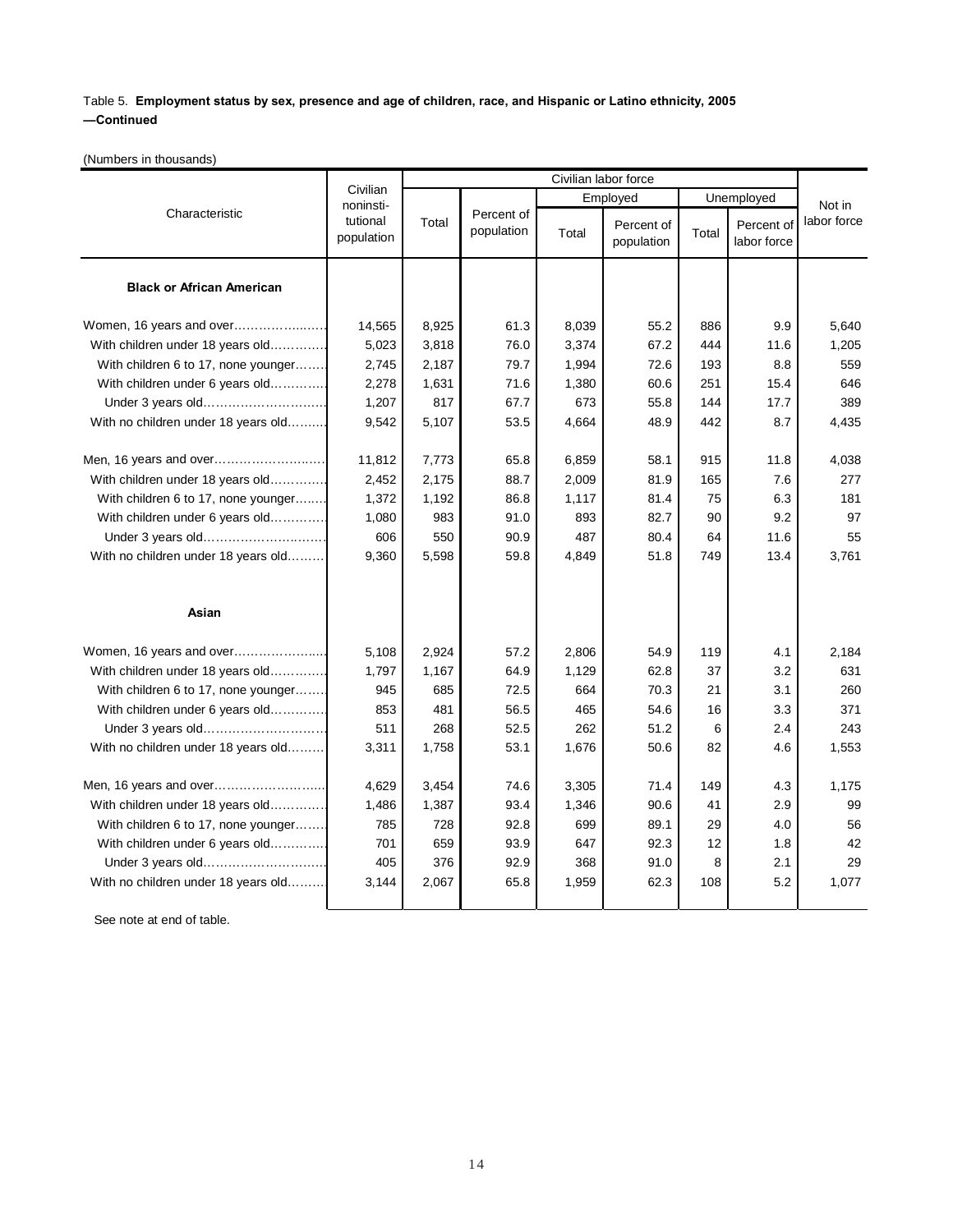Table 5. **Employment status by sex, presence and age of children, race, and Hispanic or Latino ethnicity, 2005 —Continued**

(Numbers in thousands)

| Characteristic | Civilian noninstitutional population | Civilian labor force | | | | | | Not in labor force |
|---|---|---|---|---|---|---|---|---|
| | | Total | Percent of population | Employed | | Unemployed | | |
| | | | | Total | Percent of population | Total | Percent of labor force | |
| **Black or African American** | | | | | | | | |
| Women, 16 years and over | 14,565 | 8,925 | 61.3 | 8,039 | 55.2 | 886 | 9.9 | 5,640 |
| With children under 18 years old | 5,023 | 3,818 | 76.0 | 3,374 | 67.2 | 444 | 11.6 | 1,205 |
| With children 6 to 17, none younger | 2,745 | 2,187 | 79.7 | 1,994 | 72.6 | 193 | 8.8 | 559 |
| With children under 6 years old | 2,278 | 1,631 | 71.6 | 1,380 | 60.6 | 251 | 15.4 | 646 |
| Under 3 years old | 1,207 | 817 | 67.7 | 673 | 55.8 | 144 | 17.7 | 389 |
| With no children under 18 years old | 9,542 | 5,107 | 53.5 | 4,664 | 48.9 | 442 | 8.7 | 4,435 |
| Men, 16 years and over | 11,812 | 7,773 | 65.8 | 6,859 | 58.1 | 915 | 11.8 | 4,038 |
| With children under 18 years old | 2,452 | 2,175 | 88.7 | 2,009 | 81.9 | 165 | 7.6 | 277 |
| With children 6 to 17, none younger | 1,372 | 1,192 | 86.8 | 1,117 | 81.4 | 75 | 6.3 | 181 |
| With children under 6 years old | 1,080 | 983 | 91.0 | 893 | 82.7 | 90 | 9.2 | 97 |
| Under 3 years old | 606 | 550 | 90.9 | 487 | 80.4 | 64 | 11.6 | 55 |
| With no children under 18 years old | 9,360 | 5,598 | 59.8 | 4,849 | 51.8 | 749 | 13.4 | 3,761 |
| **Asian** | | | | | | | | |
| Women, 16 years and over | 5,108 | 2,924 | 57.2 | 2,806 | 54.9 | 119 | 4.1 | 2,184 |
| With children under 18 years old | 1,797 | 1,167 | 64.9 | 1,129 | 62.8 | 37 | 3.2 | 631 |
| With children 6 to 17, none younger | 945 | 685 | 72.5 | 664 | 70.3 | 21 | 3.1 | 260 |
| With children under 6 years old | 853 | 481 | 56.5 | 465 | 54.6 | 16 | 3.3 | 371 |
| Under 3 years old | 511 | 268 | 52.5 | 262 | 51.2 | 6 | 2.4 | 243 |
| With no children under 18 years old | 3,311 | 1,758 | 53.1 | 1,676 | 50.6 | 82 | 4.6 | 1,553 |
| Men, 16 years and over | 4,629 | 3,454 | 74.6 | 3,305 | 71.4 | 149 | 4.3 | 1,175 |
| With children under 18 years old | 1,486 | 1,387 | 93.4 | 1,346 | 90.6 | 41 | 2.9 | 99 |
| With children 6 to 17, none younger | 785 | 728 | 92.8 | 699 | 89.1 | 29 | 4.0 | 56 |
| With children under 6 years old | 701 | 659 | 93.9 | 647 | 92.3 | 12 | 1.8 | 42 |
| Under 3 years old | 405 | 376 | 92.9 | 368 | 91.0 | 8 | 2.1 | 29 |
| With no children under 18 years old | 3,144 | 2,067 | 65.8 | 1,959 | 62.3 | 108 | 5.2 | 1,077 |

See note at end of table.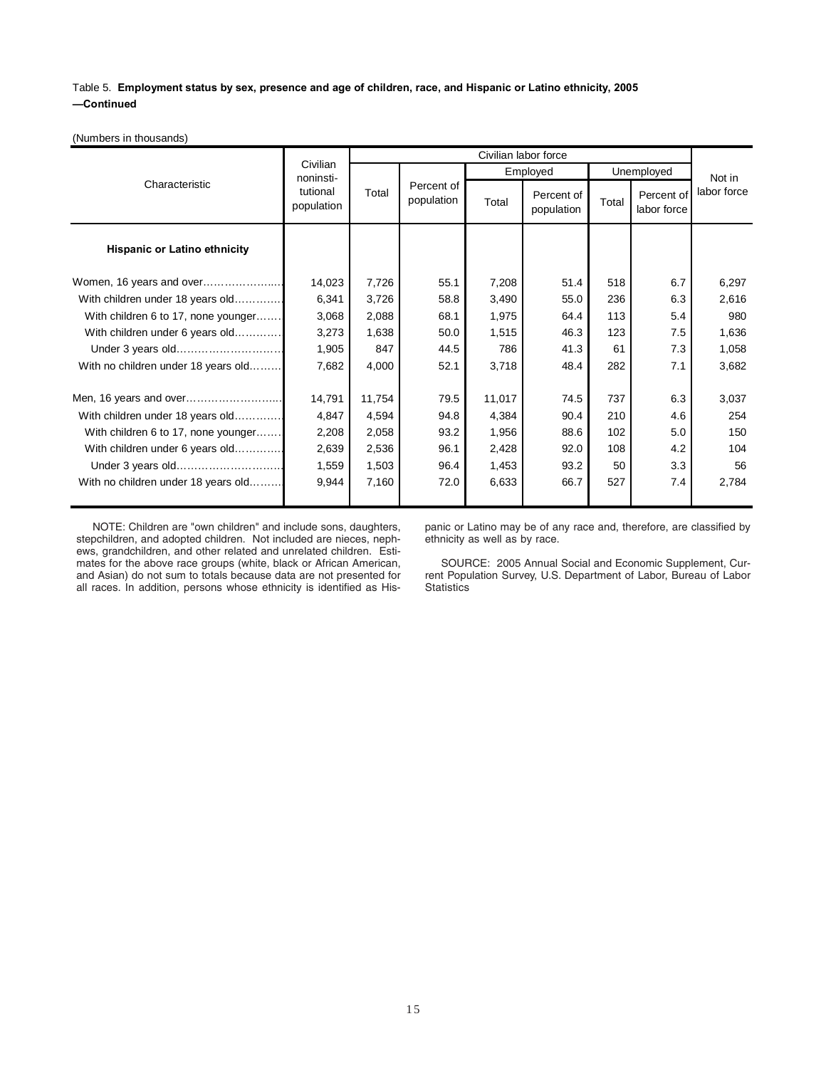Table 5. **Employment status by sex, presence and age of children, race, and Hispanic or Latino ethnicity, 2005 —Continued**

(Numbers in thousands)

| Characteristic | Civilian noninsti- tutional population | Civilian labor force | | | | | | Not in labor force |
|---|---|---|---|---|---|---|---|---|
| | | Total | Percent of population | Employed | | Unemployed | | |
| | | | | Total | Percent of population | Total | Percent of labor force | |
| **Hispanic or Latino ethnicity** | | | | | | | | |
| Women, 16 years and over | 14,023 | 7,726 | 55.1 | 7,208 | 51.4 | 518 | 6.7 | 6,297 |
| With children under 18 years old | 6,341 | 3,726 | 58.8 | 3,490 | 55.0 | 236 | 6.3 | 2,616 |
| With children 6 to 17, none younger | 3,068 | 2,088 | 68.1 | 1,975 | 64.4 | 113 | 5.4 | 980 |
| With children under 6 years old | 3,273 | 1,638 | 50.0 | 1,515 | 46.3 | 123 | 7.5 | 1,636 |
| Under 3 years old | 1,905 | 847 | 44.5 | 786 | 41.3 | 61 | 7.3 | 1,058 |
| With no children under 18 years old | 7,682 | 4,000 | 52.1 | 3,718 | 48.4 | 282 | 7.1 | 3,682 |
| Men, 16 years and over | 14,791 | 11,754 | 79.5 | 11,017 | 74.5 | 737 | 6.3 | 3,037 |
| With children under 18 years old | 4,847 | 4,594 | 94.8 | 4,384 | 90.4 | 210 | 4.6 | 254 |
| With children 6 to 17, none younger | 2,208 | 2,058 | 93.2 | 1,956 | 88.6 | 102 | 5.0 | 150 |
| With children under 6 years old | 2,639 | 2,536 | 96.1 | 2,428 | 92.0 | 108 | 4.2 | 104 |
| Under 3 years old | 1,559 | 1,503 | 96.4 | 1,453 | 93.2 | 50 | 3.3 | 56 |
| With no children under 18 years old | 9,944 | 7,160 | 72.0 | 6,633 | 66.7 | 527 | 7.4 | 2,784 |

NOTE: Children are "own children" and include sons, daughters, stepchildren, and adopted children. Not included are nieces, nephews, grandchildren, and other related and unrelated children. Estimates for the above race groups (white, black or African American, and Asian) do not sum to totals because data are not presented for all races. In addition, persons whose ethnicity is identified as Hispanic or Latino may be of any race and, therefore, are classified by ethnicity as well as by race.

SOURCE: 2005 Annual Social and Economic Supplement, Current Population Survey, U.S. Department of Labor, Bureau of Labor Statistics